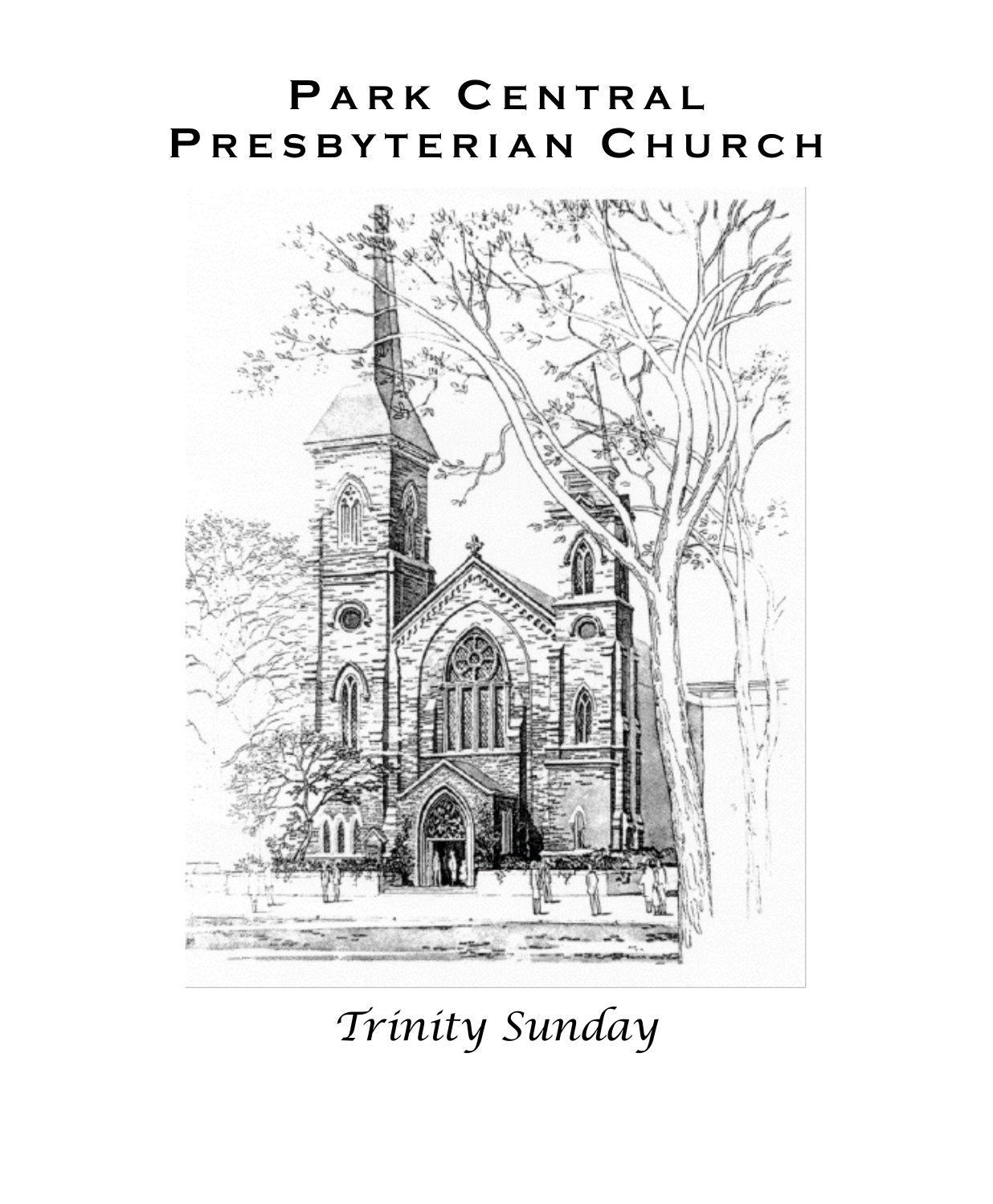# Park Central Presbyterian Church

*Trinity Sunday*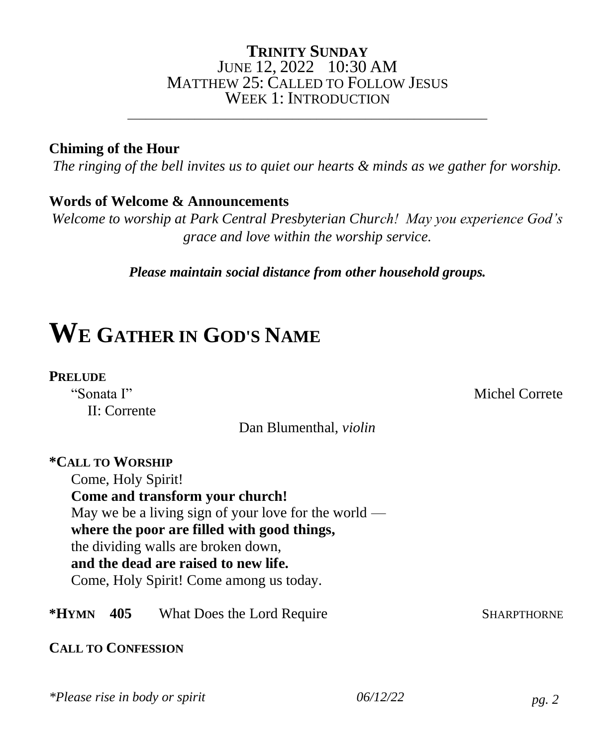**TRINITY SUNDAY**
JUNE 12, 2022 10:30 AM
MATTHEW 25: CALLED TO FOLLOW JESUS
WEEK 1: INTRODUCTION

---

**Chiming of the Hour**

*The ringing of the bell invites us to quiet our hearts & minds as we gather for worship.*

**Words of Welcome & Announcements**

*Welcome to worship at Park Central Presbyterian Church! May you experience God's grace and love within the worship service.*

***Please maintain social distance from other household groups.***

# WE GATHER IN GOD'S NAME

**PRELUDE**

"Sonata I" — Michel Correte
II: Corrente

Dan Blumenthal, *violin*

**\*CALL TO WORSHIP**

Come, Holy Spirit!
**Come and transform your church!**
May we be a living sign of your love for the world —
**where the poor are filled with good things,**
the dividing walls are broken down,
**and the dead are raised to new life.**
Come, Holy Spirit! Come among us today.

**\*HYMN 405** What Does the Lord Require — SHARPTHORNE

**CALL TO CONFESSION**

*\*Please rise in body or spirit*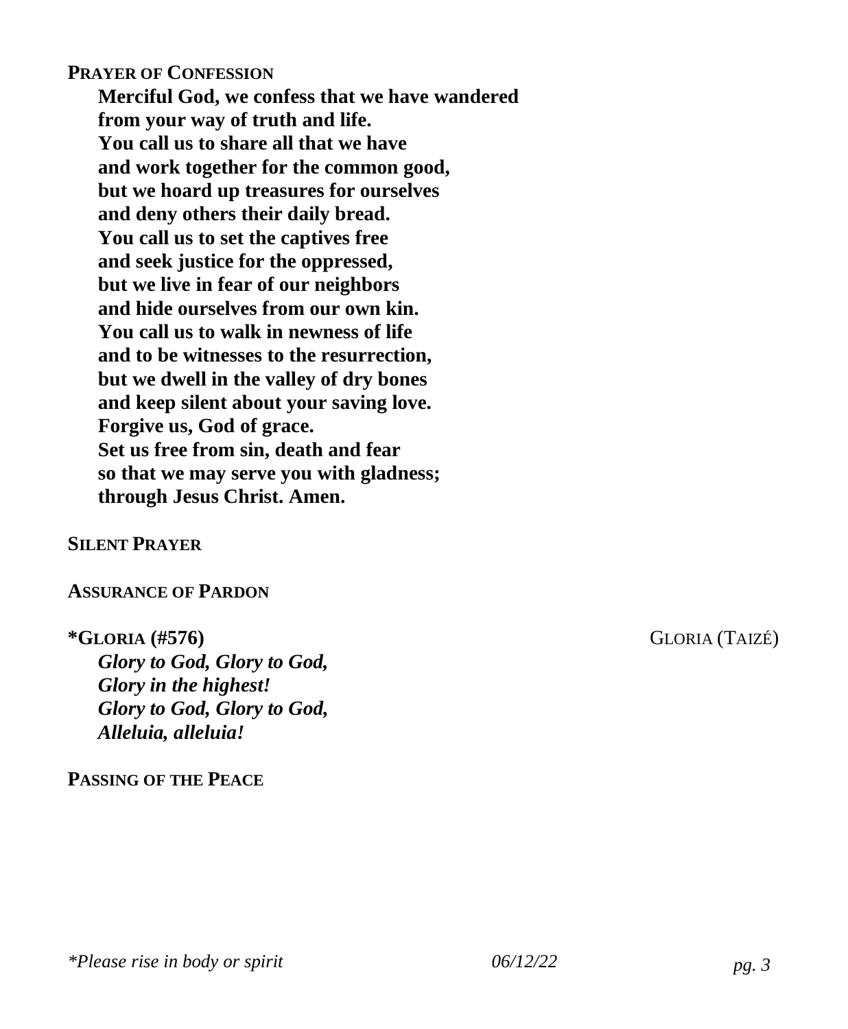**PRAYER OF CONFESSION**

**Merciful God, we confess that we have wandered**
**from your way of truth and life.**
**You call us to share all that we have**
**and work together for the common good,**
**but we hoard up treasures for ourselves**
**and deny others their daily bread.**
**You call us to set the captives free**
**and seek justice for the oppressed,**
**but we live in fear of our neighbors**
**and hide ourselves from our own kin.**
**You call us to walk in newness of life**
**and to be witnesses to the resurrection,**
**but we dwell in the valley of dry bones**
**and keep silent about your saving love.**
**Forgive us, God of grace.**
**Set us free from sin, death and fear**
**so that we may serve you with gladness;**
**through Jesus Christ. Amen.**

**SILENT PRAYER**

**ASSURANCE OF PARDON**

**\*GLORIA (#576)** GLORIA (TAIZÉ)

***Glory to God, Glory to God,***
***Glory in the highest!***
***Glory to God, Glory to God,***
***Alleluia, alleluia!***

**PASSING OF THE PEACE**

*\*Please rise in body or spirit* *06/12/22*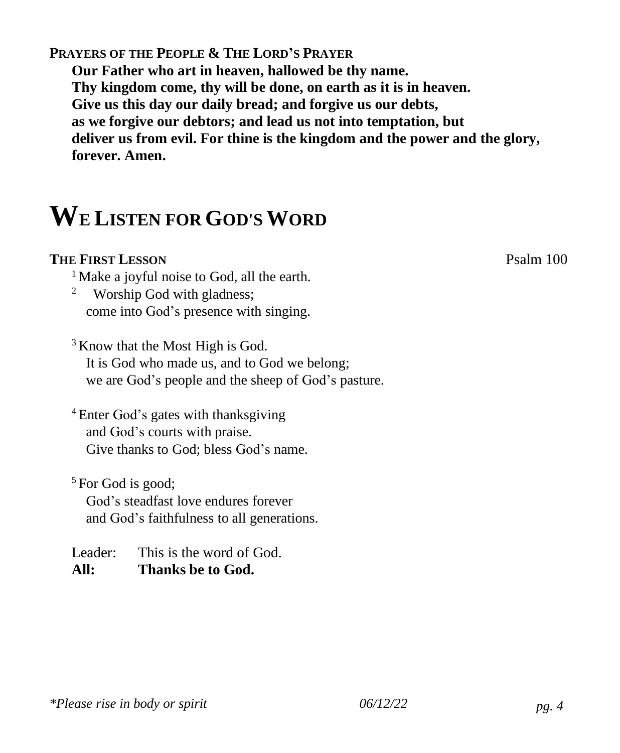**PRAYERS OF THE PEOPLE & THE LORD'S PRAYER**

**Our Father who art in heaven, hallowed be thy name.**
**Thy kingdom come, thy will be done, on earth as it is in heaven.**
**Give us this day our daily bread; and forgive us our debts,**
**as we forgive our debtors; and lead us not into temptation, but**
**deliver us from evil. For thine is the kingdom and the power and the glory,**
**forever. Amen.**

# WE LISTEN FOR GOD'S WORD

**THE FIRST LESSON** Psalm 100

[1] Make a joyful noise to God, all the earth.
[2] Worship God with gladness;
come into God's presence with singing.

[3] Know that the Most High is God.
It is God who made us, and to God we belong;
we are God's people and the sheep of God's pasture.

[4] Enter God's gates with thanksgiving
and God's courts with praise.
Give thanks to God; bless God's name.

[5] For God is good;
God's steadfast love endures forever
and God's faithfulness to all generations.

Leader: This is the word of God.
**All: Thanks be to God.**

*\*Please rise in body or spirit*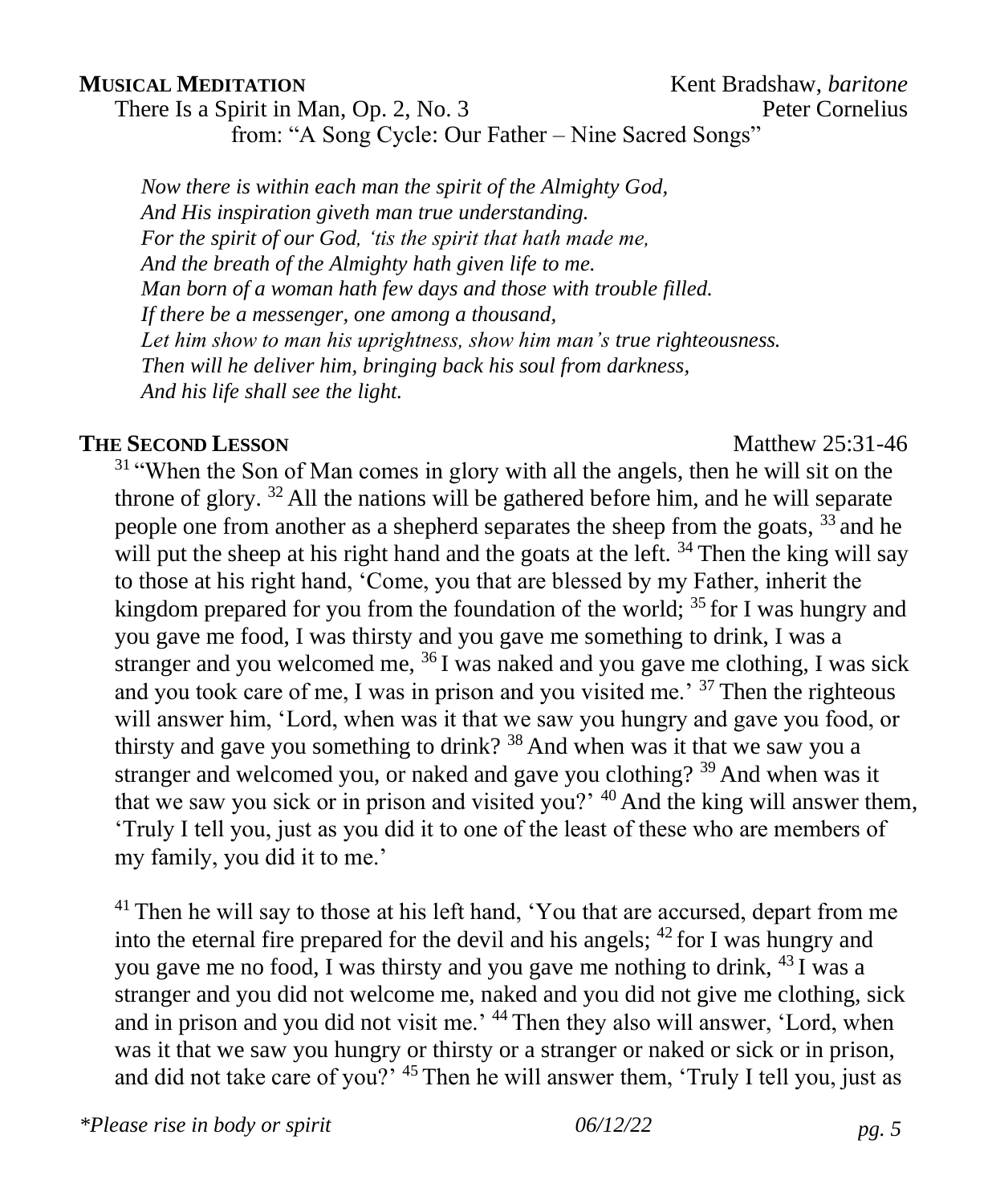**MUSICAL MEDITATION** Kent Bradshaw, *baritone*

There Is a Spirit in Man, Op. 2, No. 3 Peter Cornelius

from: "A Song Cycle: Our Father – Nine Sacred Songs"

*Now there is within each man the spirit of the Almighty God,*
*And His inspiration giveth man true understanding.*
*For the spirit of our God, 'tis the spirit that hath made me,*
*And the breath of the Almighty hath given life to me.*
*Man born of a woman hath few days and those with trouble filled.*
*If there be a messenger, one among a thousand,*
*Let him show to man his uprightness, show him man's true righteousness.*
*Then will he deliver him, bringing back his soul from darkness,*
*And his life shall see the light.*

**THE SECOND LESSON** Matthew 25:31-46

[31] "When the Son of Man comes in glory with all the angels, then he will sit on the throne of glory. [32] All the nations will be gathered before him, and he will separate people one from another as a shepherd separates the sheep from the goats, [33] and he will put the sheep at his right hand and the goats at the left. [34] Then the king will say to those at his right hand, 'Come, you that are blessed by my Father, inherit the kingdom prepared for you from the foundation of the world; [35] for I was hungry and you gave me food, I was thirsty and you gave me something to drink, I was a stranger and you welcomed me, [36] I was naked and you gave me clothing, I was sick and you took care of me, I was in prison and you visited me.' [37] Then the righteous will answer him, 'Lord, when was it that we saw you hungry and gave you food, or thirsty and gave you something to drink? [38] And when was it that we saw you a stranger and welcomed you, or naked and gave you clothing? [39] And when was it that we saw you sick or in prison and visited you?' [40] And the king will answer them, 'Truly I tell you, just as you did it to one of the least of these who are members of my family, you did it to me.'

[41] Then he will say to those at his left hand, 'You that are accursed, depart from me into the eternal fire prepared for the devil and his angels; [42] for I was hungry and you gave me no food, I was thirsty and you gave me nothing to drink, [43] I was a stranger and you did not welcome me, naked and you did not give me clothing, sick and in prison and you did not visit me.' [44] Then they also will answer, 'Lord, when was it that we saw you hungry or thirsty or a stranger or naked or sick or in prison, and did not take care of you?' [45] Then he will answer them, 'Truly I tell you, just as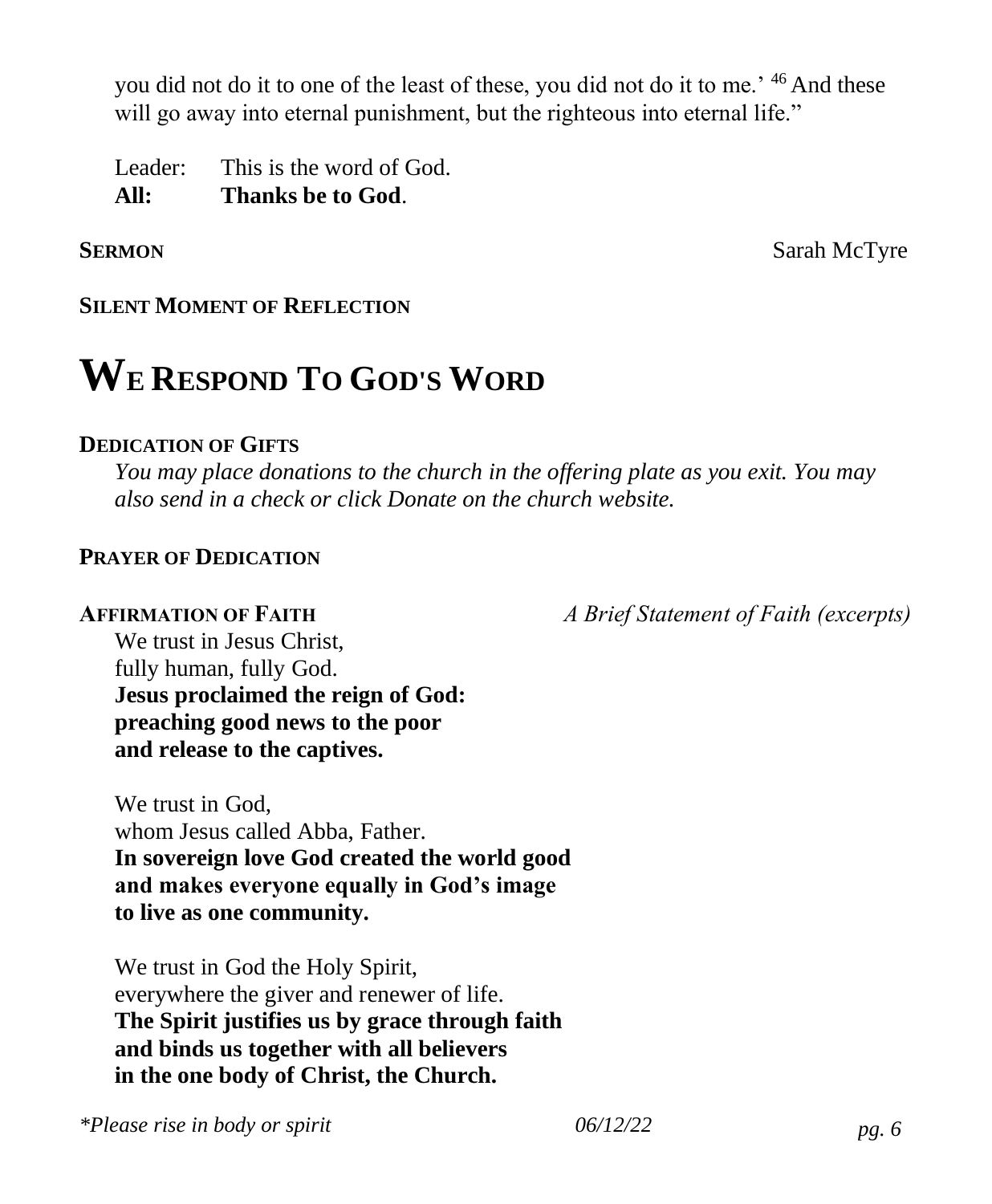you did not do it to one of the least of these, you did not do it to me.' [46] And these will go away into eternal punishment, but the righteous into eternal life."

Leader: This is the word of God.
**All: Thanks be to God**.

**SERMON** Sarah McTyre

**SILENT MOMENT OF REFLECTION**

# WE RESPOND TO GOD'S WORD

**DEDICATION OF GIFTS**

*You may place donations to the church in the offering plate as you exit. You may also send in a check or click Donate on the church website.*

**PRAYER OF DEDICATION**

**AFFIRMATION OF FAITH** *A Brief Statement of Faith (excerpts)*

We trust in Jesus Christ,
fully human, fully God.
**Jesus proclaimed the reign of God:**
**preaching good news to the poor**
**and release to the captives.**

We trust in God,
whom Jesus called Abba, Father.
**In sovereign love God created the world good**
**and makes everyone equally in God's image**
**to live as one community.**

We trust in God the Holy Spirit,
everywhere the giver and renewer of life.
**The Spirit justifies us by grace through faith**
**and binds us together with all believers**
**in the one body of Christ, the Church.**

*\*Please rise in body or spirit* 06/12/22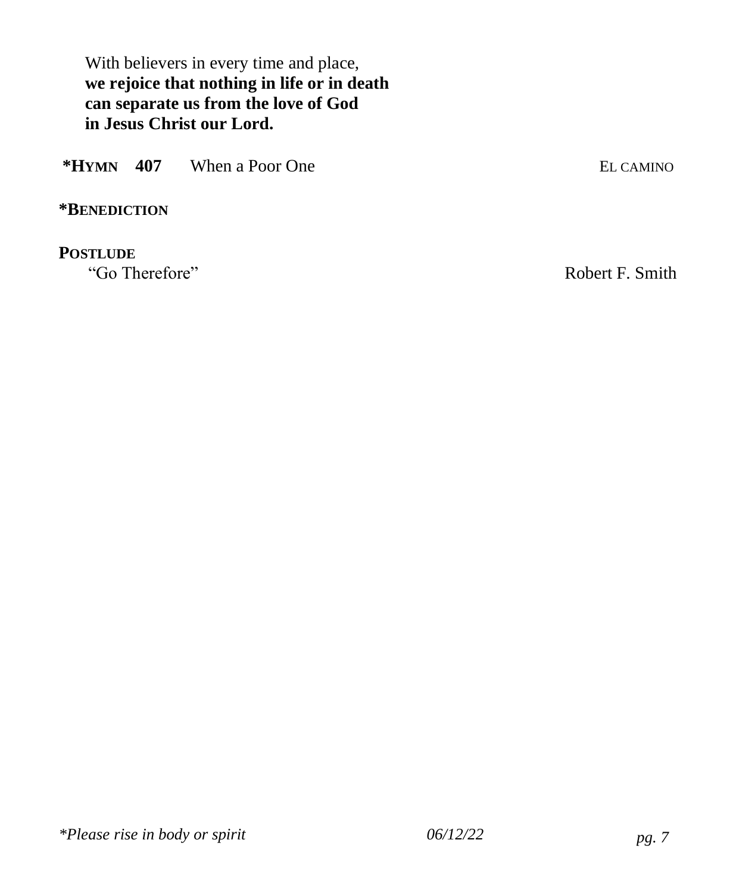With believers in every time and place,
**we rejoice that nothing in life or in death**
**can separate us from the love of God**
**in Jesus Christ our Lord.**

**\*HYMN 407** When a Poor One EL CAMINO

**\*BENEDICTION**

**POSTLUDE**
"Go Therefore" Robert F. Smith

*\*Please rise in body or spirit* *06/12/22*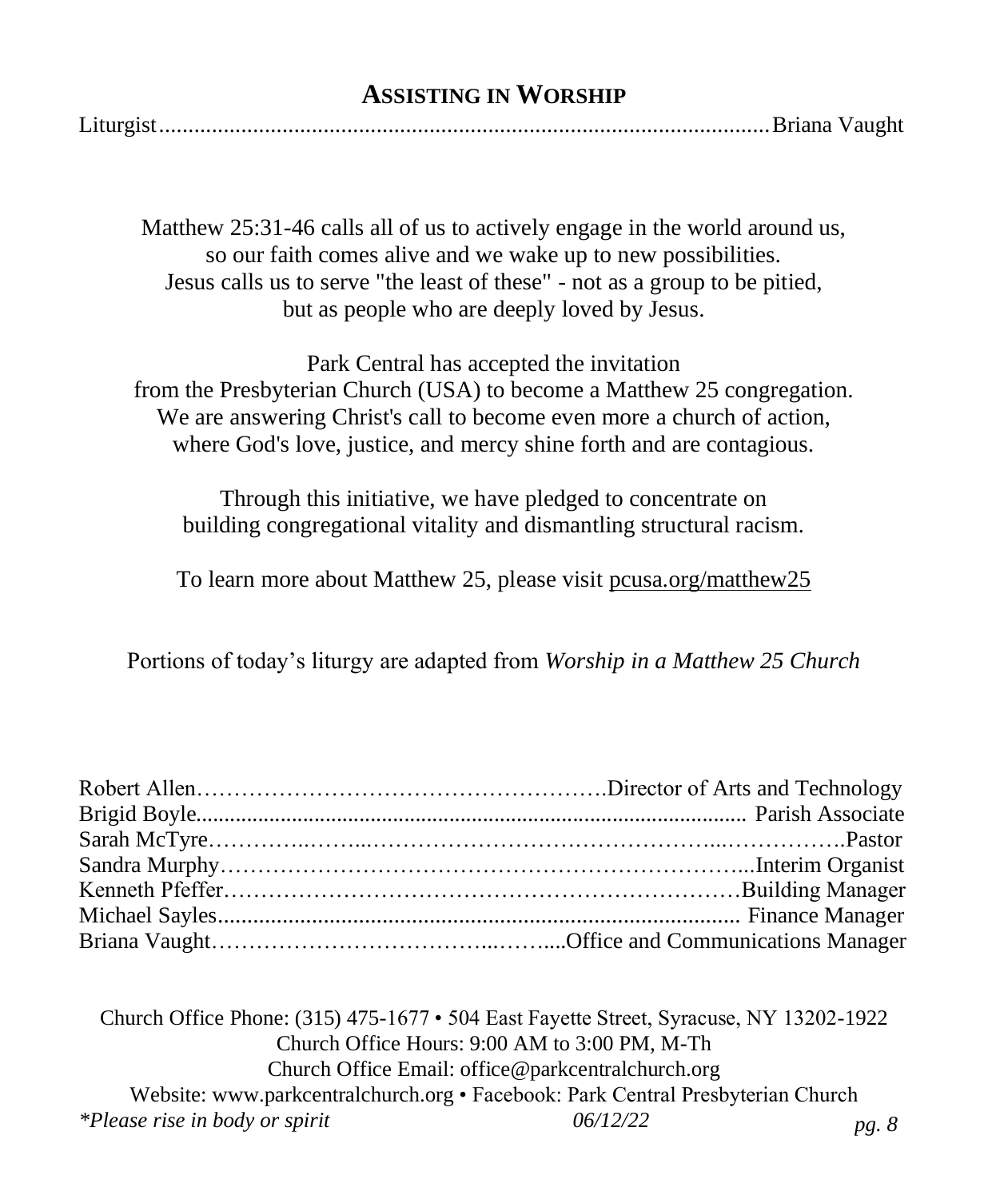## Assisting in Worship

Liturgist....................................................................................................Briana Vaught

Matthew 25:31-46 calls all of us to actively engage in the world around us,
so our faith comes alive and we wake up to new possibilities.
Jesus calls us to serve "the least of these" - not as a group to be pitied,
but as people who are deeply loved by Jesus.

Park Central has accepted the invitation
from the Presbyterian Church (USA) to become a Matthew 25 congregation.
We are answering Christ's call to become even more a church of action,
where God's love, justice, and mercy shine forth and are contagious.

Through this initiative, we have pledged to concentrate on
building congregational vitality and dismantling structural racism.

To learn more about Matthew 25, please visit pcusa.org/matthew25

Portions of today's liturgy are adapted from *Worship in a Matthew 25 Church*

Robert Allen……………………………………………….Director of Arts and Technology
Brigid Boyle.............................................................................................. Parish Associate
Sarah McTyre…………..……...…………………………………………..…………….Pastor
Sandra Murphy…………………………………………………………...Interim Organist
Kenneth Pfeffer…………………………………………………………Building Manager
Michael Sayles......................................................................................... Finance Manager
Briana Vaught……………………………..……....Office and Communications Manager

Church Office Phone: (315) 475-1677 • 504 East Fayette Street, Syracuse, NY 13202-1922
Church Office Hours: 9:00 AM to 3:00 PM, M-Th
Church Office Email: office@parkcentralchurch.org
Website: www.parkcentralchurch.org • Facebook: Park Central Presbyterian Church

*\*Please rise in body or spirit* *06/12/22*